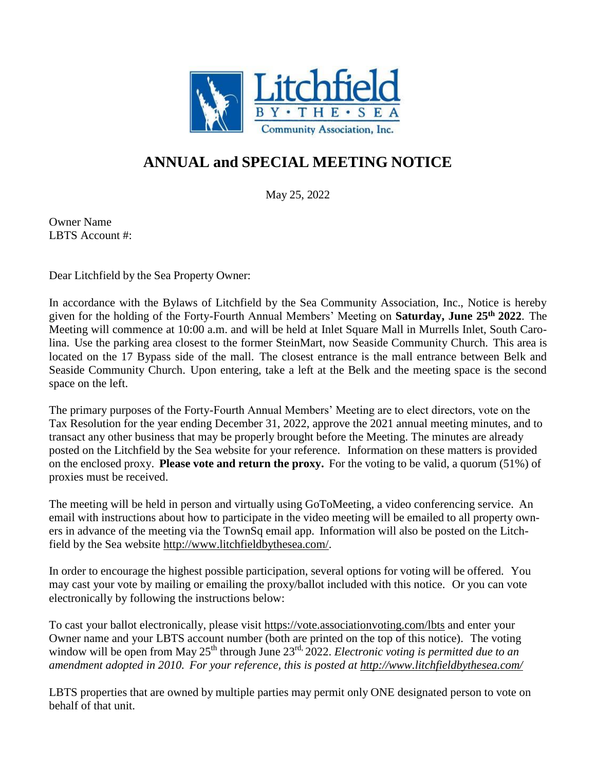Litchfield BY • THE • SEA Community Association, Inc.

# ANNUAL and SPECIAL MEETING NOTICE

May 25, 2022

Owner Name
LBTS Account #:

Dear Litchfield by the Sea Property Owner:

In accordance with the Bylaws of Litchfield by the Sea Community Association, Inc., Notice is hereby given for the holding of the Forty-Fourth Annual Members' Meeting on **Saturday, June 25th 2022**. The Meeting will commence at 10:00 a.m. and will be held at Inlet Square Mall in Murrells Inlet, South Carolina. Use the parking area closest to the former SteinMart, now Seaside Community Church. This area is located on the 17 Bypass side of the mall. The closest entrance is the mall entrance between Belk and Seaside Community Church. Upon entering, take a left at the Belk and the meeting space is the second space on the left.

The primary purposes of the Forty-Fourth Annual Members' Meeting are to elect directors, vote on the Tax Resolution for the year ending December 31, 2022, approve the 2021 annual meeting minutes, and to transact any other business that may be properly brought before the Meeting. The minutes are already posted on the Litchfield by the Sea website for your reference. Information on these matters is provided on the enclosed proxy. **Please vote and return the proxy.** For the voting to be valid, a quorum (51%) of proxies must be received.

The meeting will be held in person and virtually using GoToMeeting, a video conferencing service. An email with instructions about how to participate in the video meeting will be emailed to all property owners in advance of the meeting via the TownSq email app. Information will also be posted on the Litchfield by the Sea website http://www.litchfieldbythesea.com/.

In order to encourage the highest possible participation, several options for voting will be offered. You may cast your vote by mailing or emailing the proxy/ballot included with this notice. Or you can vote electronically by following the instructions below:

To cast your ballot electronically, please visit https://vote.associationvoting.com/lbts and enter your Owner name and your LBTS account number (both are printed on the top of this notice). The voting window will be open from May 25th through June 23rd, 2022. *Electronic voting is permitted due to an amendment adopted in 2010. For your reference, this is posted at http://www.litchfieldbythesea.com/*

LBTS properties that are owned by multiple parties may permit only ONE designated person to vote on behalf of that unit.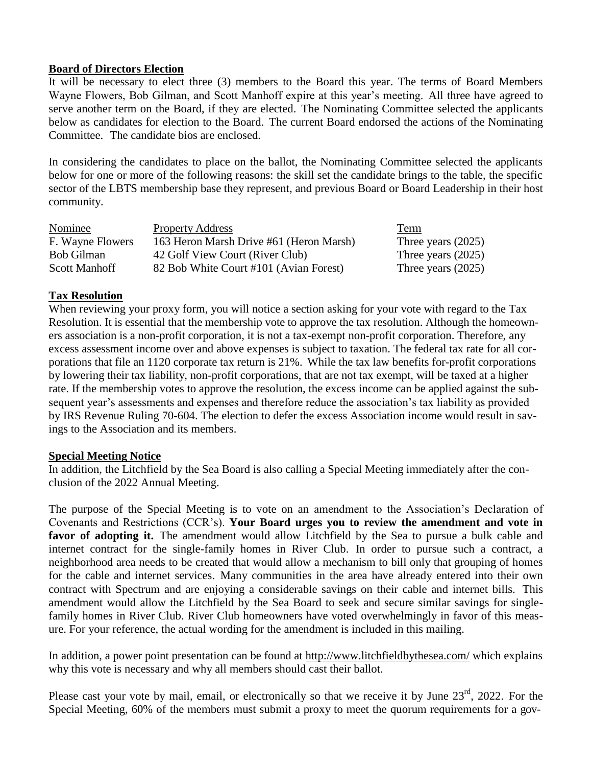**Board of Directors Election**

It will be necessary to elect three (3) members to the Board this year. The terms of Board Members Wayne Flowers, Bob Gilman, and Scott Manhoff expire at this year's meeting. All three have agreed to serve another term on the Board, if they are elected. The Nominating Committee selected the applicants below as candidates for election to the Board. The current Board endorsed the actions of the Nominating Committee. The candidate bios are enclosed.

In considering the candidates to place on the ballot, the Nominating Committee selected the applicants below for one or more of the following reasons: the skill set the candidate brings to the table, the specific sector of the LBTS membership base they represent, and previous Board or Board Leadership in their host community.

| Nominee | Property Address | Term |
|---|---|---|
| F. Wayne Flowers | 163 Heron Marsh Drive #61 (Heron Marsh) | Three years (2025) |
| Bob Gilman | 42 Golf View Court (River Club) | Three years (2025) |
| Scott Manhoff | 82 Bob White Court #101 (Avian Forest) | Three years (2025) |

**Tax Resolution**

When reviewing your proxy form, you will notice a section asking for your vote with regard to the Tax Resolution. It is essential that the membership vote to approve the tax resolution. Although the homeowners association is a non-profit corporation, it is not a tax-exempt non-profit corporation. Therefore, any excess assessment income over and above expenses is subject to taxation. The federal tax rate for all corporations that file an 1120 corporate tax return is 21%. While the tax law benefits for-profit corporations by lowering their tax liability, non-profit corporations, that are not tax exempt, will be taxed at a higher rate. If the membership votes to approve the resolution, the excess income can be applied against the subsequent year's assessments and expenses and therefore reduce the association's tax liability as provided by IRS Revenue Ruling 70-604. The election to defer the excess Association income would result in savings to the Association and its members.

**Special Meeting Notice**

In addition, the Litchfield by the Sea Board is also calling a Special Meeting immediately after the conclusion of the 2022 Annual Meeting.

The purpose of the Special Meeting is to vote on an amendment to the Association's Declaration of Covenants and Restrictions (CCR's). **Your Board urges you to review the amendment and vote in favor of adopting it.** The amendment would allow Litchfield by the Sea to pursue a bulk cable and internet contract for the single-family homes in River Club. In order to pursue such a contract, a neighborhood area needs to be created that would allow a mechanism to bill only that grouping of homes for the cable and internet services. Many communities in the area have already entered into their own contract with Spectrum and are enjoying a considerable savings on their cable and internet bills. This amendment would allow the Litchfield by the Sea Board to seek and secure similar savings for single-family homes in River Club. River Club homeowners have voted overwhelmingly in favor of this measure. For your reference, the actual wording for the amendment is included in this mailing.

In addition, a power point presentation can be found at http://www.litchfieldbythesea.com/ which explains why this vote is necessary and why all members should cast their ballot.

Please cast your vote by mail, email, or electronically so that we receive it by June 23rd, 2022. For the Special Meeting, 60% of the members must submit a proxy to meet the quorum requirements for a gov-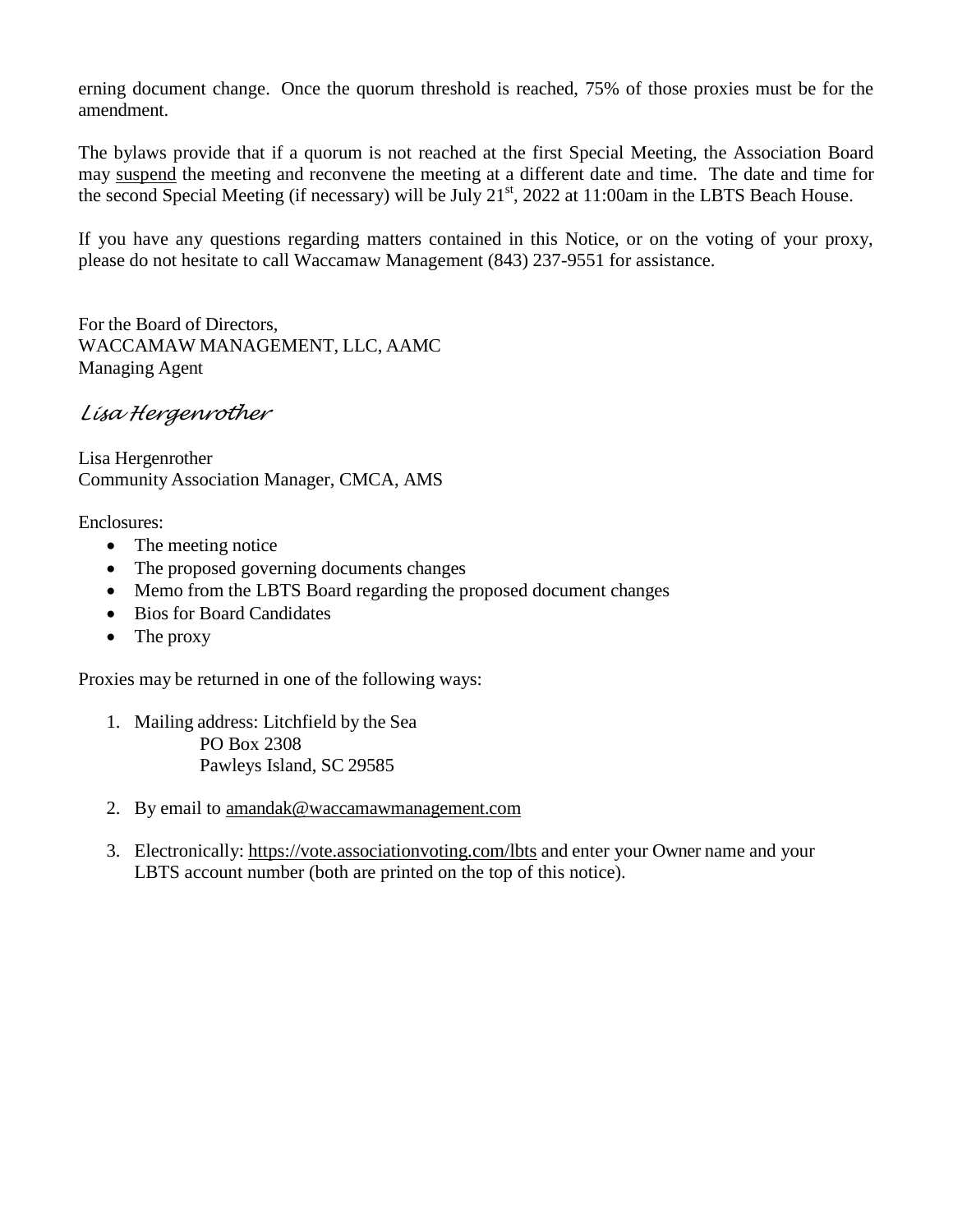erning document change. Once the quorum threshold is reached, 75% of those proxies must be for the amendment.

The bylaws provide that if a quorum is not reached at the first Special Meeting, the Association Board may suspend the meeting and reconvene the meeting at a different date and time. The date and time for the second Special Meeting (if necessary) will be July 21st, 2022 at 11:00am in the LBTS Beach House.

If you have any questions regarding matters contained in this Notice, or on the voting of your proxy, please do not hesitate to call Waccamaw Management (843) 237-9551 for assistance.

For the Board of Directors,
WACCAMAW MANAGEMENT, LLC, AAMC
Managing Agent

*Lisa Hergenrother*

Lisa Hergenrother
Community Association Manager, CMCA, AMS

Enclosures:

- The meeting notice
- The proposed governing documents changes
- Memo from the LBTS Board regarding the proposed document changes
- Bios for Board Candidates
- The proxy

Proxies may be returned in one of the following ways:

1. Mailing address: Litchfield by the Sea
   PO Box 2308
   Pawleys Island, SC 29585

2. By email to amandak@waccamawmanagement.com

3. Electronically: https://vote.associationvoting.com/lbts and enter your Owner name and your LBTS account number (both are printed on the top of this notice).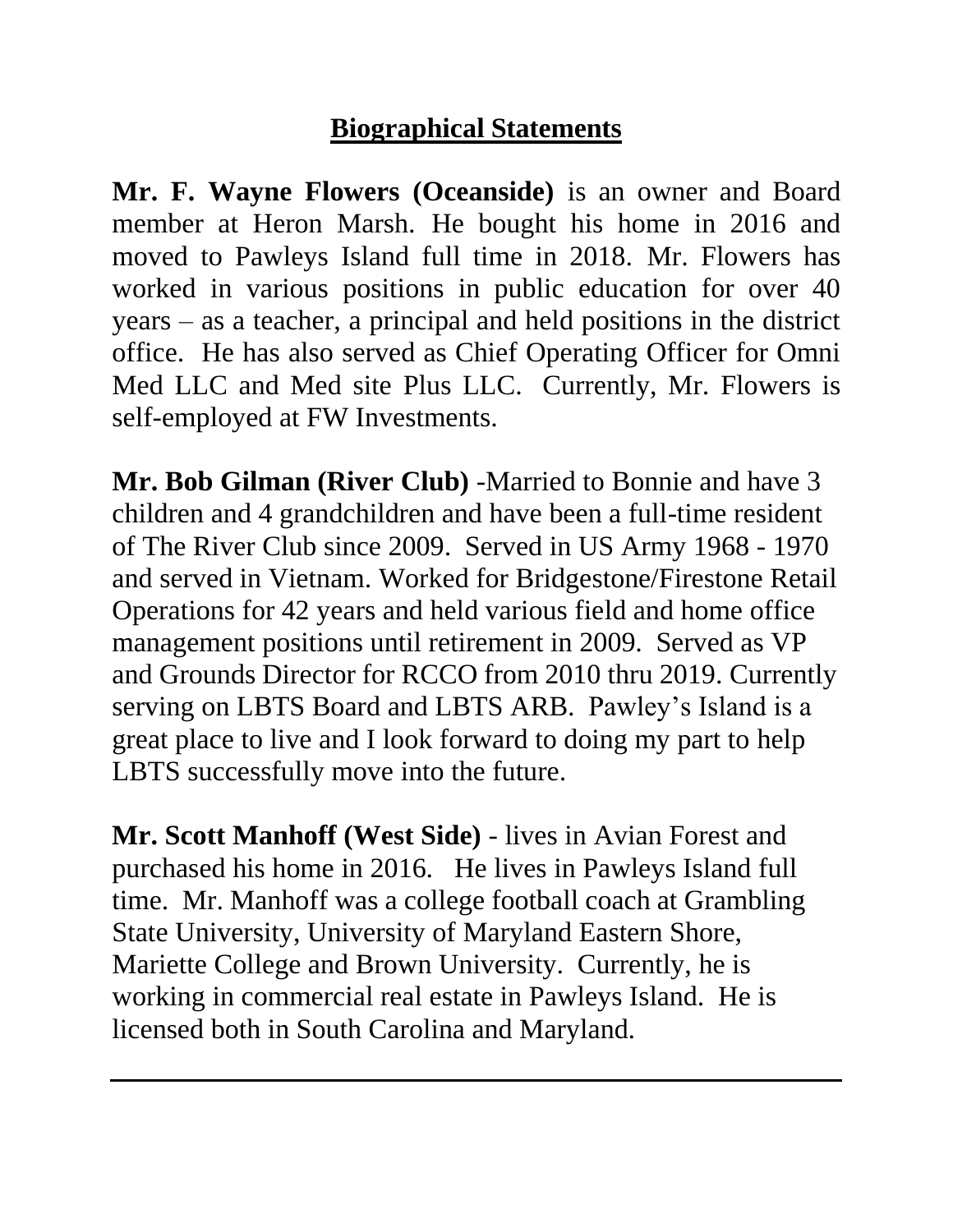## Biographical Statements

**Mr. F. Wayne Flowers (Oceanside)** is an owner and Board member at Heron Marsh. He bought his home in 2016 and moved to Pawleys Island full time in 2018. Mr. Flowers has worked in various positions in public education for over 40 years – as a teacher, a principal and held positions in the district office. He has also served as Chief Operating Officer for Omni Med LLC and Med site Plus LLC. Currently, Mr. Flowers is self-employed at FW Investments.

**Mr. Bob Gilman (River Club)** -Married to Bonnie and have 3 children and 4 grandchildren and have been a full-time resident of The River Club since 2009. Served in US Army 1968 - 1970 and served in Vietnam. Worked for Bridgestone/Firestone Retail Operations for 42 years and held various field and home office management positions until retirement in 2009. Served as VP and Grounds Director for RCCO from 2010 thru 2019. Currently serving on LBTS Board and LBTS ARB. Pawley's Island is a great place to live and I look forward to doing my part to help LBTS successfully move into the future.

**Mr. Scott Manhoff (West Side)** - lives in Avian Forest and purchased his home in 2016. He lives in Pawleys Island full time. Mr. Manhoff was a college football coach at Grambling State University, University of Maryland Eastern Shore, Mariette College and Brown University. Currently, he is working in commercial real estate in Pawleys Island. He is licensed both in South Carolina and Maryland.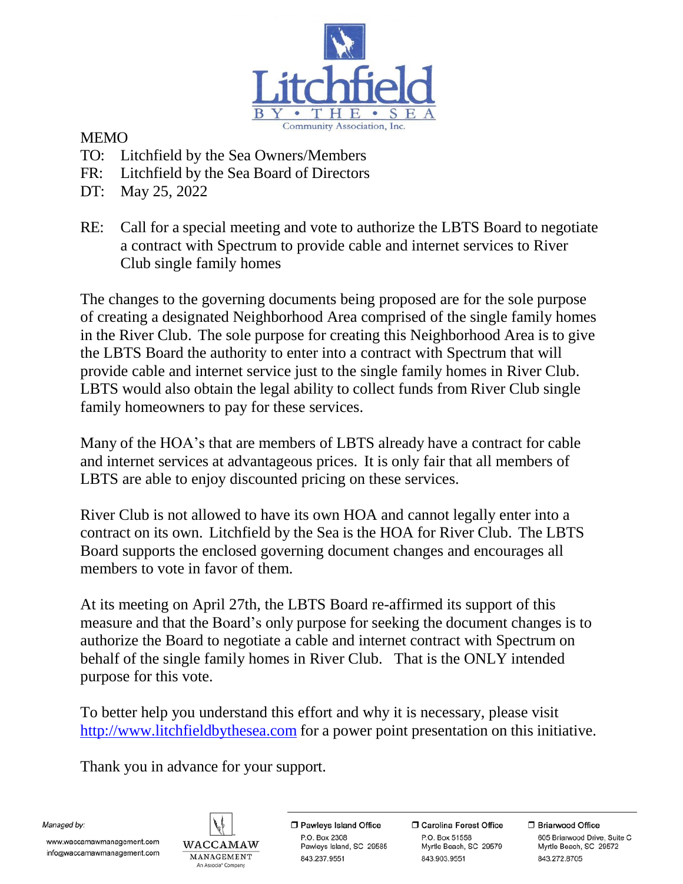Litchfield BY • THE • SEA Community Association, Inc.

MEMO

TO: Litchfield by the Sea Owners/Members
FR: Litchfield by the Sea Board of Directors
DT: May 25, 2022

RE: Call for a special meeting and vote to authorize the LBTS Board to negotiate a contract with Spectrum to provide cable and internet services to River Club single family homes

The changes to the governing documents being proposed are for the sole purpose of creating a designated Neighborhood Area comprised of the single family homes in the River Club. The sole purpose for creating this Neighborhood Area is to give the LBTS Board the authority to enter into a contract with Spectrum that will provide cable and internet service just to the single family homes in River Club. LBTS would also obtain the legal ability to collect funds from River Club single family homeowners to pay for these services.

Many of the HOA's that are members of LBTS already have a contract for cable and internet services at advantageous prices. It is only fair that all members of LBTS are able to enjoy discounted pricing on these services.

River Club is not allowed to have its own HOA and cannot legally enter into a contract on its own. Litchfield by the Sea is the HOA for River Club. The LBTS Board supports the enclosed governing document changes and encourages all members to vote in favor of them.

At its meeting on April 27th, the LBTS Board re-affirmed its support of this measure and that the Board's only purpose for seeking the document changes is to authorize the Board to negotiate a cable and internet contract with Spectrum on behalf of the single family homes in River Club. That is the ONLY intended purpose for this vote.

To better help you understand this effort and why it is necessary, please visit http://www.litchfieldbythesea.com for a power point presentation on this initiative.

Thank you in advance for your support.

Managed by:
www.waccamawmanagement.com
info@waccamawmanagement.com

WACCAMAW MANAGEMENT
An Associa® Company

Pawleys Island Office
P.O. Box 2308
Pawleys Island, SC 29585
843.237.9551

Carolina Forest Office
P.O. Box 51558
Myrtle Beach, SC 29579
843.903.9551

Briarwood Office
605 Briarwood Drive, Suite C
Myrtle Beach, SC 29572
843.272.8705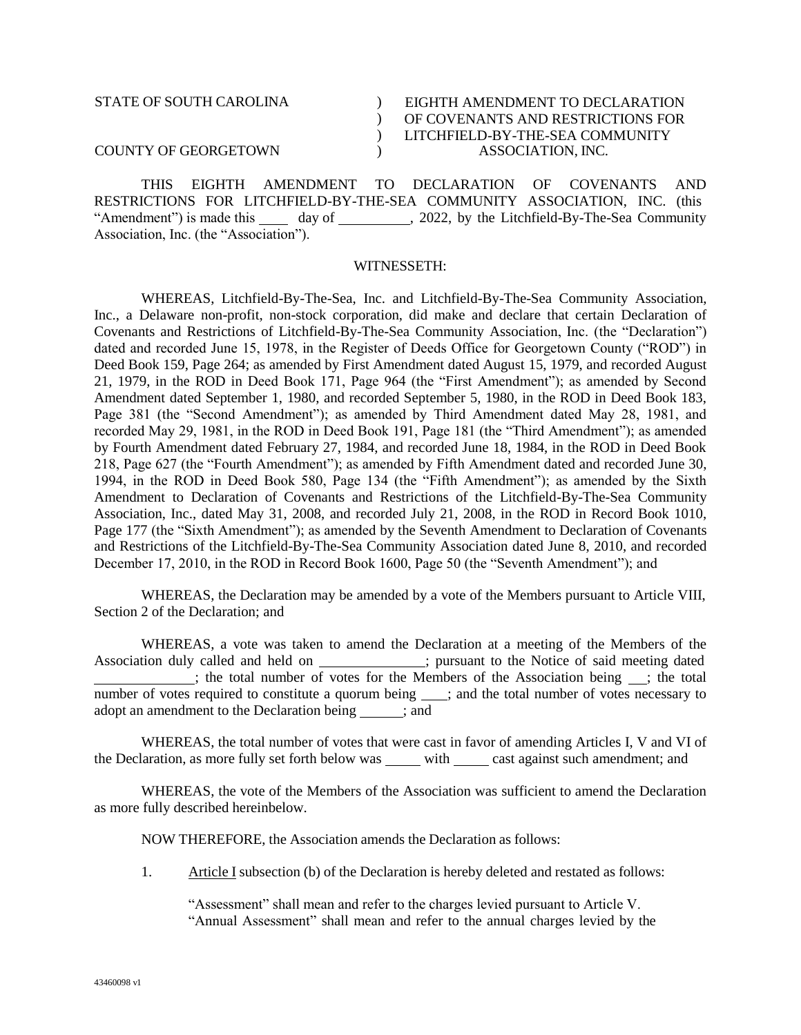STATE OF SOUTH CAROLINA ) EIGHTH AMENDMENT TO DECLARATION
) OF COVENANTS AND RESTRICTIONS FOR
) LITCHFIELD-BY-THE-SEA COMMUNITY
COUNTY OF GEORGETOWN ) ASSOCIATION, INC.

THIS EIGHTH AMENDMENT TO DECLARATION OF COVENANTS AND RESTRICTIONS FOR LITCHFIELD-BY-THE-SEA COMMUNITY ASSOCIATION, INC. (this "Amendment") is made this ____ day of __________, 2022, by the Litchfield-By-The-Sea Community Association, Inc. (the "Association").

WITNESSETH:

WHEREAS, Litchfield-By-The-Sea, Inc. and Litchfield-By-The-Sea Community Association, Inc., a Delaware non-profit, non-stock corporation, did make and declare that certain Declaration of Covenants and Restrictions of Litchfield-By-The-Sea Community Association, Inc. (the "Declaration") dated and recorded June 15, 1978, in the Register of Deeds Office for Georgetown County ("ROD") in Deed Book 159, Page 264; as amended by First Amendment dated August 15, 1979, and recorded August 21, 1979, in the ROD in Deed Book 171, Page 964 (the "First Amendment"); as amended by Second Amendment dated September 1, 1980, and recorded September 5, 1980, in the ROD in Deed Book 183, Page 381 (the "Second Amendment"); as amended by Third Amendment dated May 28, 1981, and recorded May 29, 1981, in the ROD in Deed Book 191, Page 181 (the "Third Amendment"); as amended by Fourth Amendment dated February 27, 1984, and recorded June 18, 1984, in the ROD in Deed Book 218, Page 627 (the "Fourth Amendment"); as amended by Fifth Amendment dated and recorded June 30, 1994, in the ROD in Deed Book 580, Page 134 (the "Fifth Amendment"); as amended by the Sixth Amendment to Declaration of Covenants and Restrictions of the Litchfield-By-The-Sea Community Association, Inc., dated May 31, 2008, and recorded July 21, 2008, in the ROD in Record Book 1010, Page 177 (the "Sixth Amendment"); as amended by the Seventh Amendment to Declaration of Covenants and Restrictions of the Litchfield-By-The-Sea Community Association dated June 8, 2010, and recorded December 17, 2010, in the ROD in Record Book 1600, Page 50 (the "Seventh Amendment"); and

WHEREAS, the Declaration may be amended by a vote of the Members pursuant to Article VIII, Section 2 of the Declaration; and

WHEREAS, a vote was taken to amend the Declaration at a meeting of the Members of the Association duly called and held on ______________; pursuant to the Notice of said meeting dated ______________; the total number of votes for the Members of the Association being __; the total number of votes required to constitute a quorum being ___; and the total number of votes necessary to adopt an amendment to the Declaration being ______; and

WHEREAS, the total number of votes that were cast in favor of amending Articles I, V and VI of the Declaration, as more fully set forth below was _____ with _____ cast against such amendment; and

WHEREAS, the vote of the Members of the Association was sufficient to amend the Declaration as more fully described hereinbelow.

NOW THEREFORE, the Association amends the Declaration as follows:

1. Article I subsection (b) of the Declaration is hereby deleted and restated as follows:

"Assessment" shall mean and refer to the charges levied pursuant to Article V. "Annual Assessment" shall mean and refer to the annual charges levied by the

43460098 v1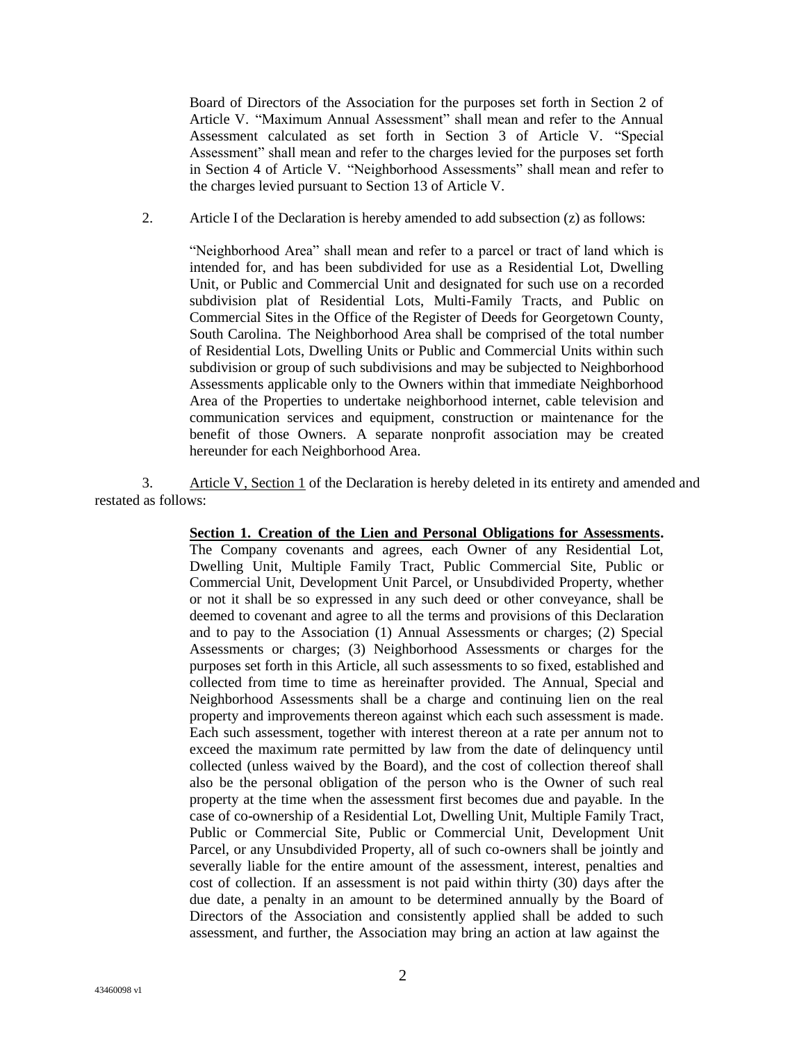Board of Directors of the Association for the purposes set forth in Section 2 of Article V. "Maximum Annual Assessment" shall mean and refer to the Annual Assessment calculated as set forth in Section 3 of Article V. "Special Assessment" shall mean and refer to the charges levied for the purposes set forth in Section 4 of Article V. "Neighborhood Assessments" shall mean and refer to the charges levied pursuant to Section 13 of Article V.

2. Article I of the Declaration is hereby amended to add subsection (z) as follows:

"Neighborhood Area" shall mean and refer to a parcel or tract of land which is intended for, and has been subdivided for use as a Residential Lot, Dwelling Unit, or Public and Commercial Unit and designated for such use on a recorded subdivision plat of Residential Lots, Multi-Family Tracts, and Public on Commercial Sites in the Office of the Register of Deeds for Georgetown County, South Carolina. The Neighborhood Area shall be comprised of the total number of Residential Lots, Dwelling Units or Public and Commercial Units within such subdivision or group of such subdivisions and may be subjected to Neighborhood Assessments applicable only to the Owners within that immediate Neighborhood Area of the Properties to undertake neighborhood internet, cable television and communication services and equipment, construction or maintenance for the benefit of those Owners. A separate nonprofit association may be created hereunder for each Neighborhood Area.

3. Article V, Section 1 of the Declaration is hereby deleted in its entirety and amended and restated as follows:

**Section 1. Creation of the Lien and Personal Obligations for Assessments.** The Company covenants and agrees, each Owner of any Residential Lot, Dwelling Unit, Multiple Family Tract, Public Commercial Site, Public or Commercial Unit, Development Unit Parcel, or Unsubdivided Property, whether or not it shall be so expressed in any such deed or other conveyance, shall be deemed to covenant and agree to all the terms and provisions of this Declaration and to pay to the Association (1) Annual Assessments or charges; (2) Special Assessments or charges; (3) Neighborhood Assessments or charges for the purposes set forth in this Article, all such assessments to so fixed, established and collected from time to time as hereinafter provided. The Annual, Special and Neighborhood Assessments shall be a charge and continuing lien on the real property and improvements thereon against which each such assessment is made. Each such assessment, together with interest thereon at a rate per annum not to exceed the maximum rate permitted by law from the date of delinquency until collected (unless waived by the Board), and the cost of collection thereof shall also be the personal obligation of the person who is the Owner of such real property at the time when the assessment first becomes due and payable. In the case of co-ownership of a Residential Lot, Dwelling Unit, Multiple Family Tract, Public or Commercial Site, Public or Commercial Unit, Development Unit Parcel, or any Unsubdivided Property, all of such co-owners shall be jointly and severally liable for the entire amount of the assessment, interest, penalties and cost of collection. If an assessment is not paid within thirty (30) days after the due date, a penalty in an amount to be determined annually by the Board of Directors of the Association and consistently applied shall be added to such assessment, and further, the Association may bring an action at law against the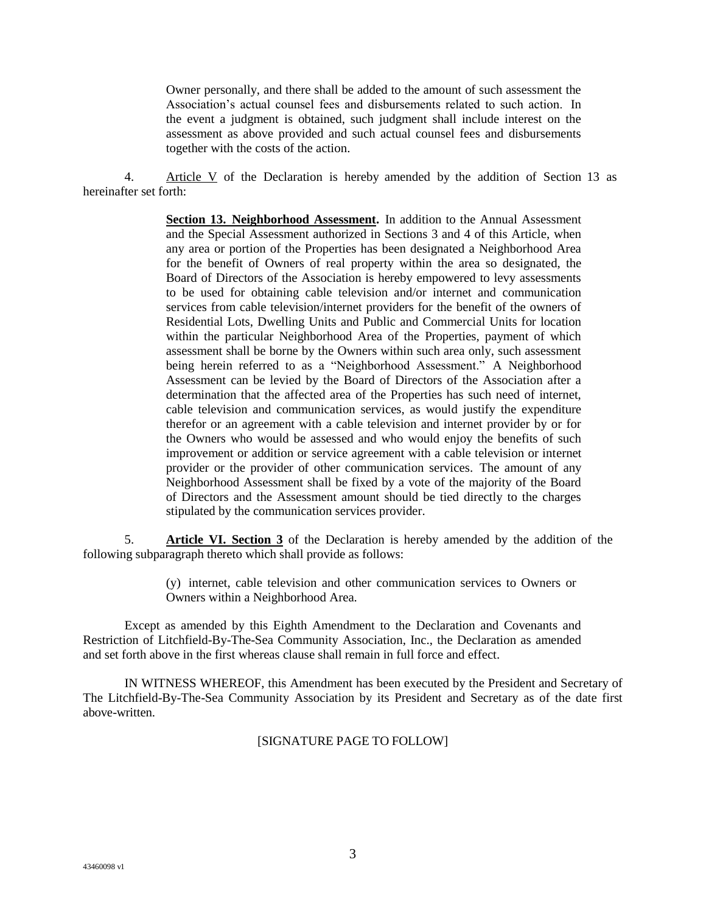Owner personally, and there shall be added to the amount of such assessment the Association's actual counsel fees and disbursements related to such action. In the event a judgment is obtained, such judgment shall include interest on the assessment as above provided and such actual counsel fees and disbursements together with the costs of the action.

4. Article V of the Declaration is hereby amended by the addition of Section 13 as hereinafter set forth:

> **Section 13. Neighborhood Assessment.** In addition to the Annual Assessment and the Special Assessment authorized in Sections 3 and 4 of this Article, when any area or portion of the Properties has been designated a Neighborhood Area for the benefit of Owners of real property within the area so designated, the Board of Directors of the Association is hereby empowered to levy assessments to be used for obtaining cable television and/or internet and communication services from cable television/internet providers for the benefit of the owners of Residential Lots, Dwelling Units and Public and Commercial Units for location within the particular Neighborhood Area of the Properties, payment of which assessment shall be borne by the Owners within such area only, such assessment being herein referred to as a "Neighborhood Assessment." A Neighborhood Assessment can be levied by the Board of Directors of the Association after a determination that the affected area of the Properties has such need of internet, cable television and communication services, as would justify the expenditure therefor or an agreement with a cable television and internet provider by or for the Owners who would be assessed and who would enjoy the benefits of such improvement or addition or service agreement with a cable television or internet provider or the provider of other communication services. The amount of any Neighborhood Assessment shall be fixed by a vote of the majority of the Board of Directors and the Assessment amount should be tied directly to the charges stipulated by the communication services provider.

5. **Article VI. Section 3** of the Declaration is hereby amended by the addition of the following subparagraph thereto which shall provide as follows:

> (y) internet, cable television and other communication services to Owners or Owners within a Neighborhood Area.

Except as amended by this Eighth Amendment to the Declaration and Covenants and Restriction of Litchfield-By-The-Sea Community Association, Inc., the Declaration as amended and set forth above in the first whereas clause shall remain in full force and effect.

IN WITNESS WHEREOF, this Amendment has been executed by the President and Secretary of The Litchfield-By-The-Sea Community Association by its President and Secretary as of the date first above-written.

[SIGNATURE PAGE TO FOLLOW]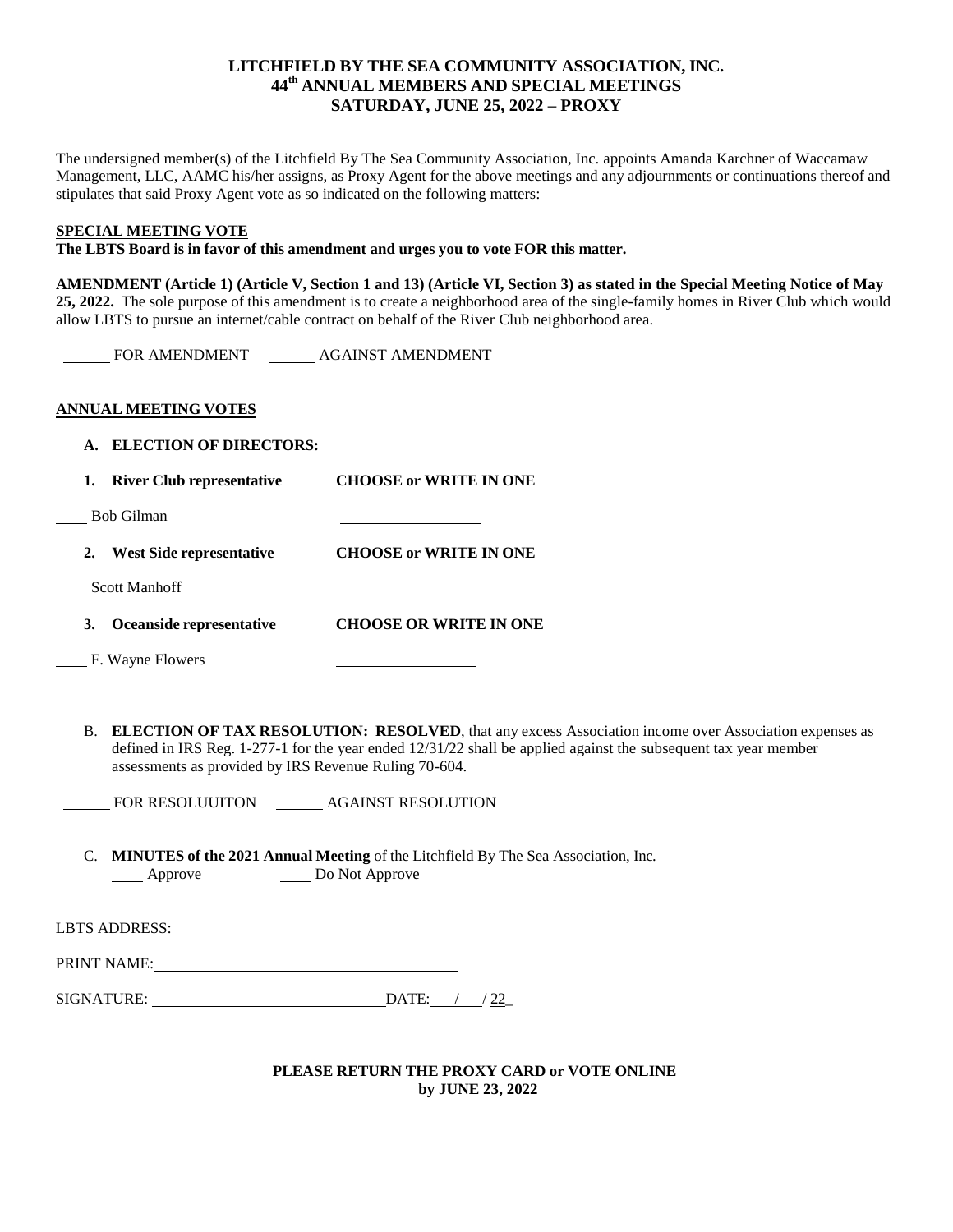# LITCHFIELD BY THE SEA COMMUNITY ASSOCIATION, INC.
## 44th ANNUAL MEMBERS AND SPECIAL MEETINGS
## SATURDAY, JUNE 25, 2022 – PROXY

The undersigned member(s) of the Litchfield By The Sea Community Association, Inc. appoints Amanda Karchner of Waccamaw Management, LLC, AAMC his/her assigns, as Proxy Agent for the above meetings and any adjournments or continuations thereof and stipulates that said Proxy Agent vote as so indicated on the following matters:

**SPECIAL MEETING VOTE**

**The LBTS Board is in favor of this amendment and urges you to vote FOR this matter.**

**AMENDMENT (Article 1) (Article V, Section 1 and 13) (Article VI, Section 3) as stated in the Special Meeting Notice of May 25, 2022.** The sole purpose of this amendment is to create a neighborhood area of the single-family homes in River Club which would allow LBTS to pursue an internet/cable contract on behalf of the River Club neighborhood area.

______ FOR AMENDMENT ______ AGAINST AMENDMENT

**ANNUAL MEETING VOTES**

**A. ELECTION OF DIRECTORS:**

**1. River Club representative** **CHOOSE or WRITE IN ONE**

____ Bob Gilman ________________

**2. West Side representative** **CHOOSE or WRITE IN ONE**

____ Scott Manhoff ________________

**3. Oceanside representative** **CHOOSE OR WRITE IN ONE**

____ F. Wayne Flowers ________________

B. **ELECTION OF TAX RESOLUTION: RESOLVED**, that any excess Association income over Association expenses as defined in IRS Reg. 1-277-1 for the year ended 12/31/22 shall be applied against the subsequent tax year member assessments as provided by IRS Revenue Ruling 70-604.

______ FOR RESOLUUITON ______ AGAINST RESOLUTION

C. **MINUTES of the 2021 Annual Meeting** of the Litchfield By The Sea Association, Inc.
____ Approve ____ Do Not Approve

LBTS ADDRESS: ________________________________________________

PRINT NAME: ________________________________

SIGNATURE: ____________________________ DATE: ___ / ___ / 22_

**PLEASE RETURN THE PROXY CARD or VOTE ONLINE**
**by JUNE 23, 2022**